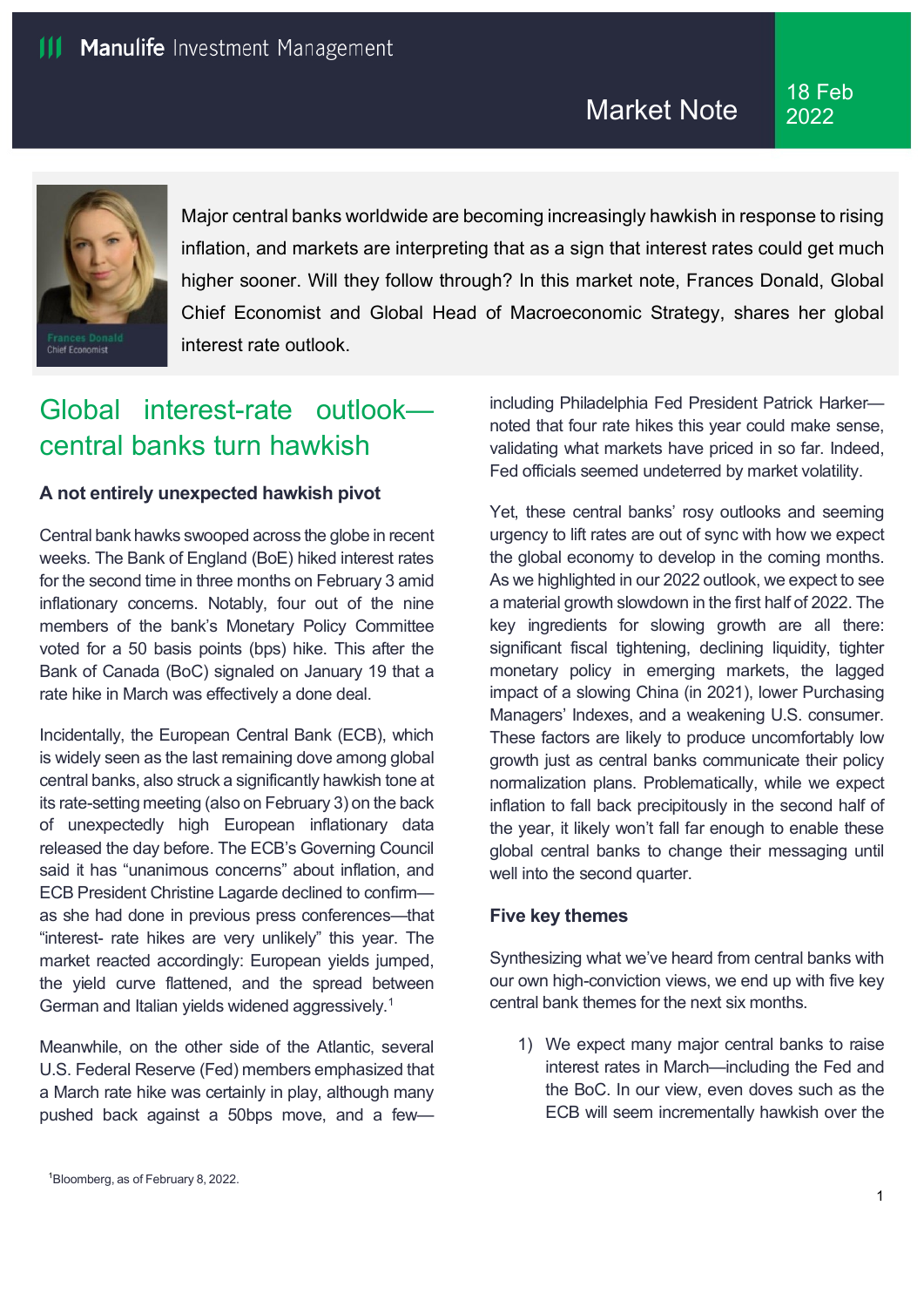Manulife Investment Management

Market Note

18 Feb 2022

Frances Donald
Chief Economist

Major central banks worldwide are becoming increasingly hawkish in response to rising inflation, and markets are interpreting that as a sign that interest rates could get much higher sooner. Will they follow through? In this market note, Frances Donald, Global Chief Economist and Global Head of Macroeconomic Strategy, shares her global interest rate outlook.

# Global interest-rate outlook—central banks turn hawkish

### A not entirely unexpected hawkish pivot

Central bank hawks swooped across the globe in recent weeks. The Bank of England (BoE) hiked interest rates for the second time in three months on February 3 amid inflationary concerns. Notably, four out of the nine members of the bank's Monetary Policy Committee voted for a 50 basis points (bps) hike. This after the Bank of Canada (BoC) signaled on January 19 that a rate hike in March was effectively a done deal.

Incidentally, the European Central Bank (ECB), which is widely seen as the last remaining dove among global central banks, also struck a significantly hawkish tone at its rate-setting meeting (also on February 3) on the back of unexpectedly high European inflationary data released the day before. The ECB's Governing Council said it has "unanimous concerns" about inflation, and ECB President Christine Lagarde declined to confirm—as she had done in previous press conferences—that "interest- rate hikes are very unlikely" this year. The market reacted accordingly: European yields jumped, the yield curve flattened, and the spread between German and Italian yields widened aggressively.[1]

Meanwhile, on the other side of the Atlantic, several U.S. Federal Reserve (Fed) members emphasized that a March rate hike was certainly in play, although many pushed back against a 50bps move, and a few—including Philadelphia Fed President Patrick Harker—noted that four rate hikes this year could make sense, validating what markets have priced in so far. Indeed, Fed officials seemed undeterred by market volatility.

Yet, these central banks' rosy outlooks and seeming urgency to lift rates are out of sync with how we expect the global economy to develop in the coming months. As we highlighted in our 2022 outlook, we expect to see a material growth slowdown in the first half of 2022. The key ingredients for slowing growth are all there: significant fiscal tightening, declining liquidity, tighter monetary policy in emerging markets, the lagged impact of a slowing China (in 2021), lower Purchasing Managers' Indexes, and a weakening U.S. consumer. These factors are likely to produce uncomfortably low growth just as central banks communicate their policy normalization plans. Problematically, while we expect inflation to fall back precipitously in the second half of the year, it likely won't fall far enough to enable these global central banks to change their messaging until well into the second quarter.

### Five key themes

Synthesizing what we've heard from central banks with our own high-conviction views, we end up with five key central bank themes for the next six months.

1) We expect many major central banks to raise interest rates in March—including the Fed and the BoC. In our view, even doves such as the ECB will seem incrementally hawkish over the

[1] Bloomberg, as of February 8, 2022.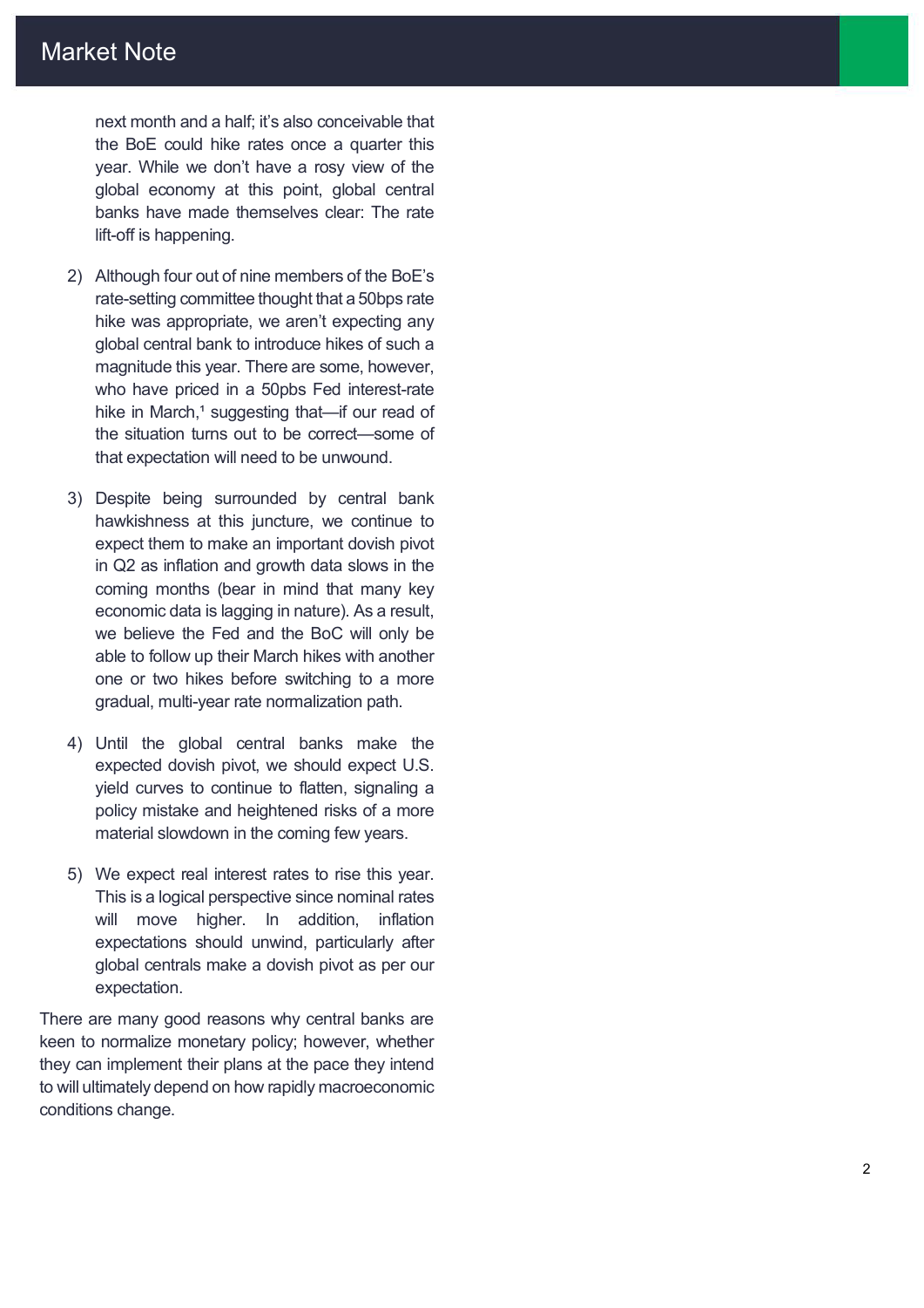next month and a half; it's also conceivable that the BoE could hike rates once a quarter this year. While we don't have a rosy view of the global economy at this point, global central banks have made themselves clear: The rate lift-off is happening.

2) Although four out of nine members of the BoE's rate-setting committee thought that a 50bps rate hike was appropriate, we aren't expecting any global central bank to introduce hikes of such a magnitude this year. There are some, however, who have priced in a 50pbs Fed interest-rate hike in March,[1] suggesting that—if our read of the situation turns out to be correct—some of that expectation will need to be unwound.

3) Despite being surrounded by central bank hawkishness at this juncture, we continue to expect them to make an important dovish pivot in Q2 as inflation and growth data slows in the coming months (bear in mind that many key economic data is lagging in nature). As a result, we believe the Fed and the BoC will only be able to follow up their March hikes with another one or two hikes before switching to a more gradual, multi-year rate normalization path.

4) Until the global central banks make the expected dovish pivot, we should expect U.S. yield curves to continue to flatten, signaling a policy mistake and heightened risks of a more material slowdown in the coming few years.

5) We expect real interest rates to rise this year. This is a logical perspective since nominal rates will move higher. In addition, inflation expectations should unwind, particularly after global centrals make a dovish pivot as per our expectation.

There are many good reasons why central banks are keen to normalize monetary policy; however, whether they can implement their plans at the pace they intend to will ultimately depend on how rapidly macroeconomic conditions change.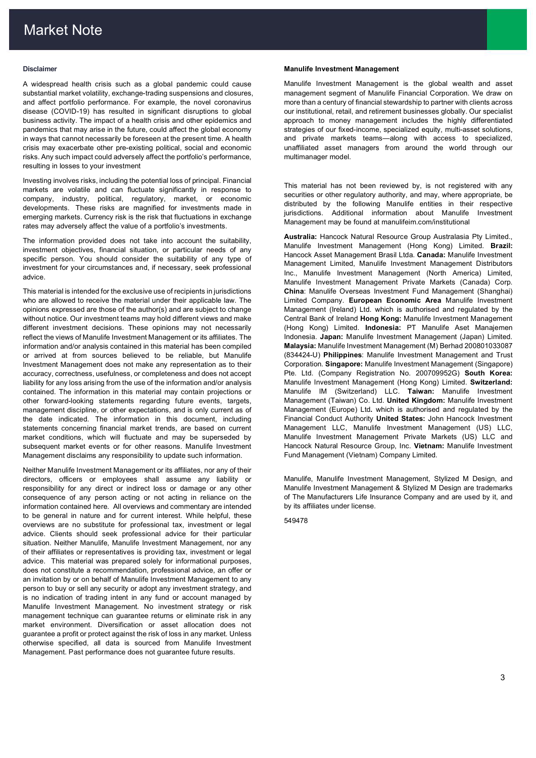# Market Note

## Disclaimer

A widespread health crisis such as a global pandemic could cause substantial market volatility, exchange-trading suspensions and closures, and affect portfolio performance. For example, the novel coronavirus disease (COVID-19) has resulted in significant disruptions to global business activity. The impact of a health crisis and other epidemics and pandemics that may arise in the future, could affect the global economy in ways that cannot necessarily be foreseen at the present time. A health crisis may exacerbate other pre-existing political, social and economic risks. Any such impact could adversely affect the portfolio's performance, resulting in losses to your investment

Investing involves risks, including the potential loss of principal. Financial markets are volatile and can fluctuate significantly in response to company, industry, political, regulatory, market, or economic developments. These risks are magnified for investments made in emerging markets. Currency risk is the risk that fluctuations in exchange rates may adversely affect the value of a portfolio's investments.

The information provided does not take into account the suitability, investment objectives, financial situation, or particular needs of any specific person. You should consider the suitability of any type of investment for your circumstances and, if necessary, seek professional advice.

This material is intended for the exclusive use of recipients in jurisdictions who are allowed to receive the material under their applicable law. The opinions expressed are those of the author(s) and are subject to change without notice. Our investment teams may hold different views and make different investment decisions. These opinions may not necessarily reflect the views of Manulife Investment Management or its affiliates. The information and/or analysis contained in this material has been compiled or arrived at from sources believed to be reliable, but Manulife Investment Management does not make any representation as to their accuracy, correctness, usefulness, or completeness and does not accept liability for any loss arising from the use of the information and/or analysis contained. The information in this material may contain projections or other forward-looking statements regarding future events, targets, management discipline, or other expectations, and is only current as of the date indicated. The information in this document, including statements concerning financial market trends, are based on current market conditions, which will fluctuate and may be superseded by subsequent market events or for other reasons. Manulife Investment Management disclaims any responsibility to update such information.

Neither Manulife Investment Management or its affiliates, nor any of their directors, officers or employees shall assume any liability or responsibility for any direct or indirect loss or damage or any other consequence of any person acting or not acting in reliance on the information contained here. All overviews and commentary are intended to be general in nature and for current interest. While helpful, these overviews are no substitute for professional tax, investment or legal advice. Clients should seek professional advice for their particular situation. Neither Manulife, Manulife Investment Management, nor any of their affiliates or representatives is providing tax, investment or legal advice. This material was prepared solely for informational purposes, does not constitute a recommendation, professional advice, an offer or an invitation by or on behalf of Manulife Investment Management to any person to buy or sell any security or adopt any investment strategy, and is no indication of trading intent in any fund or account managed by Manulife Investment Management. No investment strategy or risk management technique can guarantee returns or eliminate risk in any market environment. Diversification or asset allocation does not guarantee a profit or protect against the risk of loss in any market. Unless otherwise specified, all data is sourced from Manulife Investment Management. Past performance does not guarantee future results.

## Manulife Investment Management

Manulife Investment Management is the global wealth and asset management segment of Manulife Financial Corporation. We draw on more than a century of financial stewardship to partner with clients across our institutional, retail, and retirement businesses globally. Our specialist approach to money management includes the highly differentiated strategies of our fixed-income, specialized equity, multi-asset solutions, and private markets teams—along with access to specialized, unaffiliated asset managers from around the world through our multimanager model.

This material has not been reviewed by, is not registered with any securities or other regulatory authority, and may, where appropriate, be distributed by the following Manulife entities in their respective jurisdictions. Additional information about Manulife Investment Management may be found at manulifeim.com/institutional

**Australia:** Hancock Natural Resource Group Australasia Pty Limited., Manulife Investment Management (Hong Kong) Limited. **Brazil:** Hancock Asset Management Brasil Ltda. **Canada:** Manulife Investment Management Limited, Manulife Investment Management Distributors Inc., Manulife Investment Management (North America) Limited, Manulife Investment Management Private Markets (Canada) Corp. **China**: Manulife Overseas Investment Fund Management (Shanghai) Limited Company. **European Economic Area** Manulife Investment Management (Ireland) Ltd. which is authorised and regulated by the Central Bank of Ireland **Hong Kong:** Manulife Investment Management (Hong Kong) Limited. **Indonesia:** PT Manulife Aset Manajemen Indonesia. **Japan:** Manulife Investment Management (Japan) Limited. **Malaysia:** Manulife Investment Management (M) Berhad 200801033087 (834424-U) **Philippines**: Manulife Investment Management and Trust Corporation. **Singapore:** Manulife Investment Management (Singapore) Pte. Ltd. (Company Registration No. 200709952G) **South Korea:** Manulife Investment Management (Hong Kong) Limited. **Switzerland:** Manulife IM (Switzerland) LLC. **Taiwan:** Manulife Investment Management (Taiwan) Co. Ltd. **United Kingdom:** Manulife Investment Management (Europe) Ltd**.** which is authorised and regulated by the Financial Conduct Authority **United States:** John Hancock Investment Management LLC, Manulife Investment Management (US) LLC, Manulife Investment Management Private Markets (US) LLC and Hancock Natural Resource Group, Inc. **Vietnam:** Manulife Investment Fund Management (Vietnam) Company Limited.

Manulife, Manulife Investment Management, Stylized M Design, and Manulife Investment Management & Stylized M Design are trademarks of The Manufacturers Life Insurance Company and are used by it, and by its affiliates under license.

549478